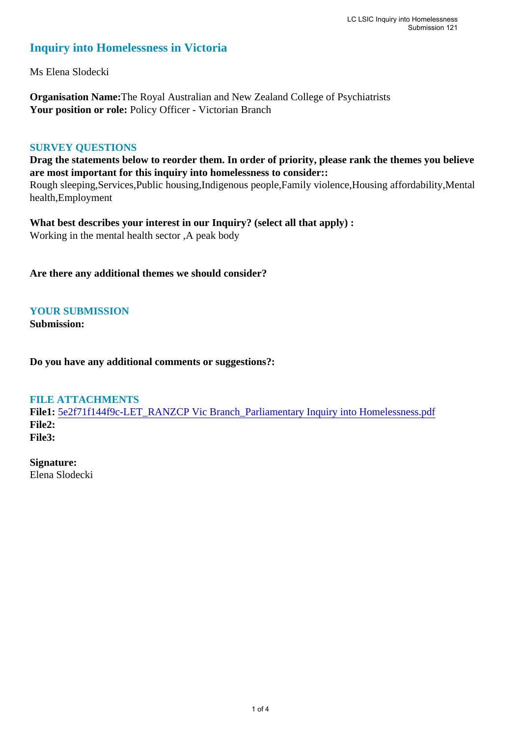# Inquiry into Homelessness in Victoria

Ms Elena Slodecki

**Organisation Name:** The Royal Australian and New Zealand College of Psychiatrists
**Your position or role:** Policy Officer - Victorian Branch

## SURVEY QUESTIONS

**Drag the statements below to reorder them. In order of priority, please rank the themes you believe are most important for this inquiry into homelessness to consider::**
Rough sleeping,Services,Public housing,Indigenous people,Family violence,Housing affordability,Mental health,Employment

**What best describes your interest in our Inquiry? (select all that apply) :**
Working in the mental health sector ,A peak body

**Are there any additional themes we should consider?**

## YOUR SUBMISSION

**Submission:**

**Do you have any additional comments or suggestions?:**

## FILE ATTACHMENTS

**File1:** 5e2f71f144f9c-LET_RANZCP Vic Branch_Parliamentary Inquiry into Homelessness.pdf
**File2:**
**File3:**

**Signature:**
Elena Slodecki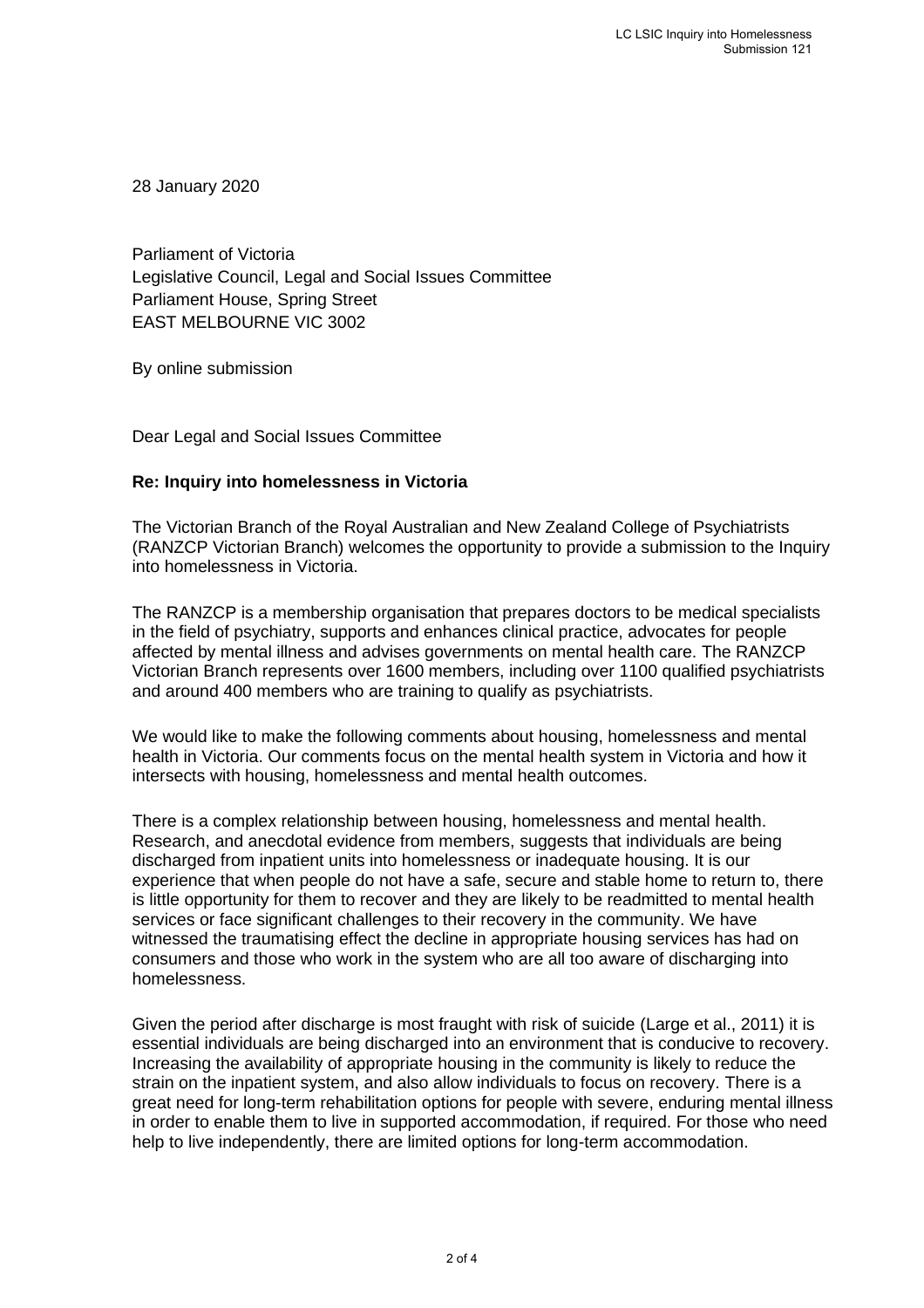28 January 2020

Parliament of Victoria
Legislative Council, Legal and Social Issues Committee
Parliament House, Spring Street
EAST MELBOURNE VIC 3002

By online submission

Dear Legal and Social Issues Committee

**Re: Inquiry into homelessness in Victoria**

The Victorian Branch of the Royal Australian and New Zealand College of Psychiatrists (RANZCP Victorian Branch) welcomes the opportunity to provide a submission to the Inquiry into homelessness in Victoria.

The RANZCP is a membership organisation that prepares doctors to be medical specialists in the field of psychiatry, supports and enhances clinical practice, advocates for people affected by mental illness and advises governments on mental health care. The RANZCP Victorian Branch represents over 1600 members, including over 1100 qualified psychiatrists and around 400 members who are training to qualify as psychiatrists.

We would like to make the following comments about housing, homelessness and mental health in Victoria. Our comments focus on the mental health system in Victoria and how it intersects with housing, homelessness and mental health outcomes.

There is a complex relationship between housing, homelessness and mental health. Research, and anecdotal evidence from members, suggests that individuals are being discharged from inpatient units into homelessness or inadequate housing. It is our experience that when people do not have a safe, secure and stable home to return to, there is little opportunity for them to recover and they are likely to be readmitted to mental health services or face significant challenges to their recovery in the community. We have witnessed the traumatising effect the decline in appropriate housing services has had on consumers and those who work in the system who are all too aware of discharging into homelessness.

Given the period after discharge is most fraught with risk of suicide (Large et al., 2011) it is essential individuals are being discharged into an environment that is conducive to recovery. Increasing the availability of appropriate housing in the community is likely to reduce the strain on the inpatient system, and also allow individuals to focus on recovery. There is a great need for long-term rehabilitation options for people with severe, enduring mental illness in order to enable them to live in supported accommodation, if required. For those who need help to live independently, there are limited options for long-term accommodation.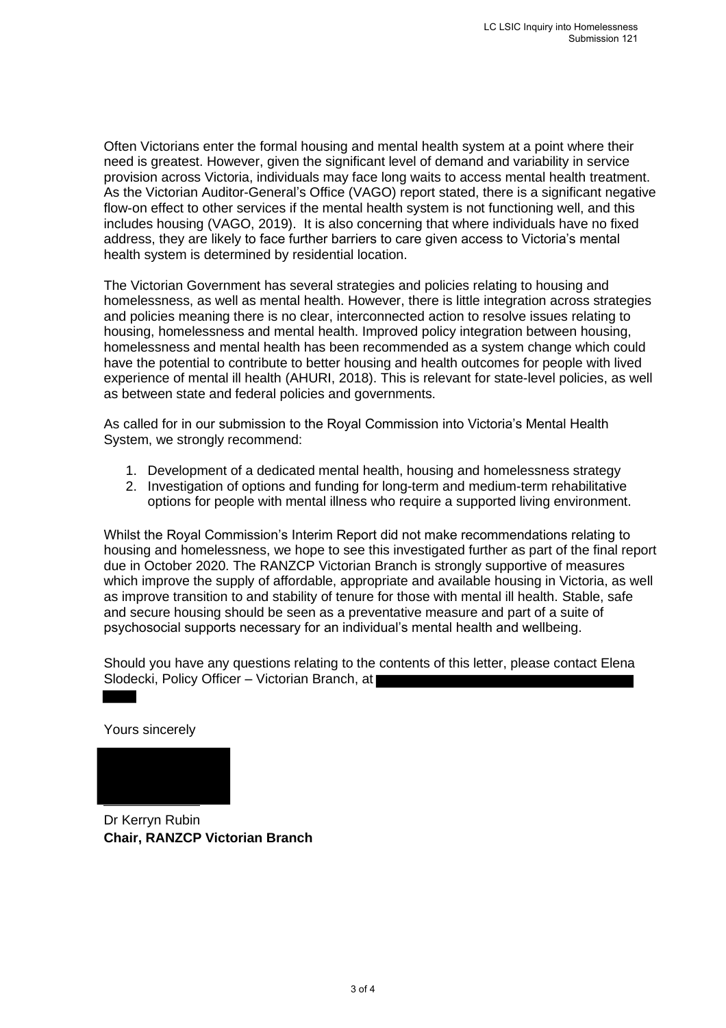Often Victorians enter the formal housing and mental health system at a point where their need is greatest. However, given the significant level of demand and variability in service provision across Victoria, individuals may face long waits to access mental health treatment. As the Victorian Auditor-General's Office (VAGO) report stated, there is a significant negative flow-on effect to other services if the mental health system is not functioning well, and this includes housing (VAGO, 2019). It is also concerning that where individuals have no fixed address, they are likely to face further barriers to care given access to Victoria's mental health system is determined by residential location.

The Victorian Government has several strategies and policies relating to housing and homelessness, as well as mental health. However, there is little integration across strategies and policies meaning there is no clear, interconnected action to resolve issues relating to housing, homelessness and mental health. Improved policy integration between housing, homelessness and mental health has been recommended as a system change which could have the potential to contribute to better housing and health outcomes for people with lived experience of mental ill health (AHURI, 2018). This is relevant for state-level policies, as well as between state and federal policies and governments.

As called for in our submission to the Royal Commission into Victoria's Mental Health System, we strongly recommend:

1. Development of a dedicated mental health, housing and homelessness strategy
2. Investigation of options and funding for long-term and medium-term rehabilitative options for people with mental illness who require a supported living environment.

Whilst the Royal Commission's Interim Report did not make recommendations relating to housing and homelessness, we hope to see this investigated further as part of the final report due in October 2020. The RANZCP Victorian Branch is strongly supportive of measures which improve the supply of affordable, appropriate and available housing in Victoria, as well as improve transition to and stability of tenure for those with mental ill health. Stable, safe and secure housing should be seen as a preventative measure and part of a suite of psychosocial supports necessary for an individual's mental health and wellbeing.

Should you have any questions relating to the contents of this letter, please contact Elena Slodecki, Policy Officer – Victorian Branch, at

Yours sincerely

Dr Kerryn Rubin
**Chair, RANZCP Victorian Branch**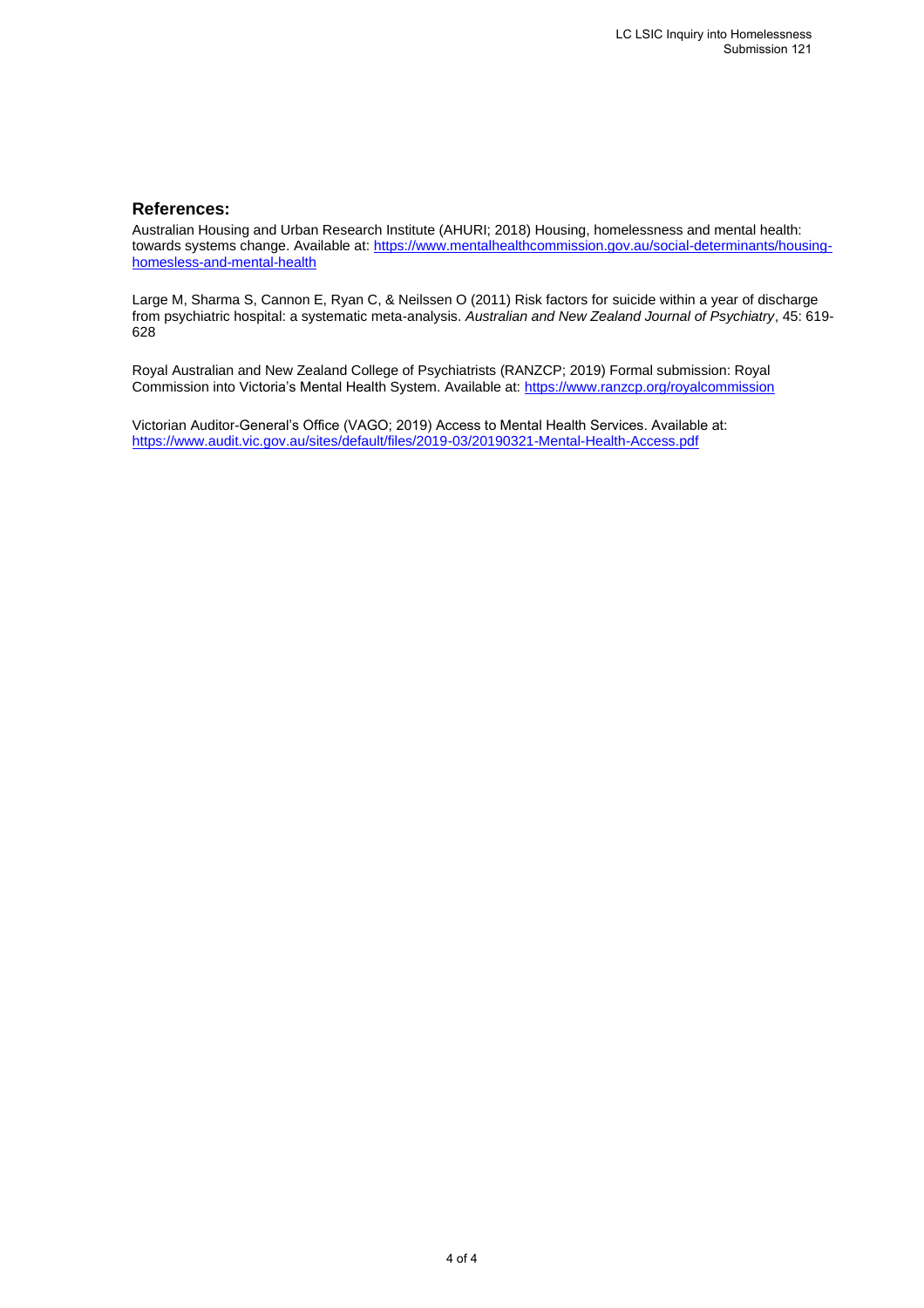## References:

Australian Housing and Urban Research Institute (AHURI; 2018) Housing, homelessness and mental health: towards systems change. Available at: https://www.mentalhealthcommission.gov.au/social-determinants/housing-homesless-and-mental-health

Large M, Sharma S, Cannon E, Ryan C, & Neilssen O (2011) Risk factors for suicide within a year of discharge from psychiatric hospital: a systematic meta-analysis. *Australian and New Zealand Journal of Psychiatry*, 45: 619-628

Royal Australian and New Zealand College of Psychiatrists (RANZCP; 2019) Formal submission: Royal Commission into Victoria's Mental Health System. Available at: https://www.ranzcp.org/royalcommission

Victorian Auditor-General's Office (VAGO; 2019) Access to Mental Health Services. Available at: https://www.audit.vic.gov.au/sites/default/files/2019-03/20190321-Mental-Health-Access.pdf